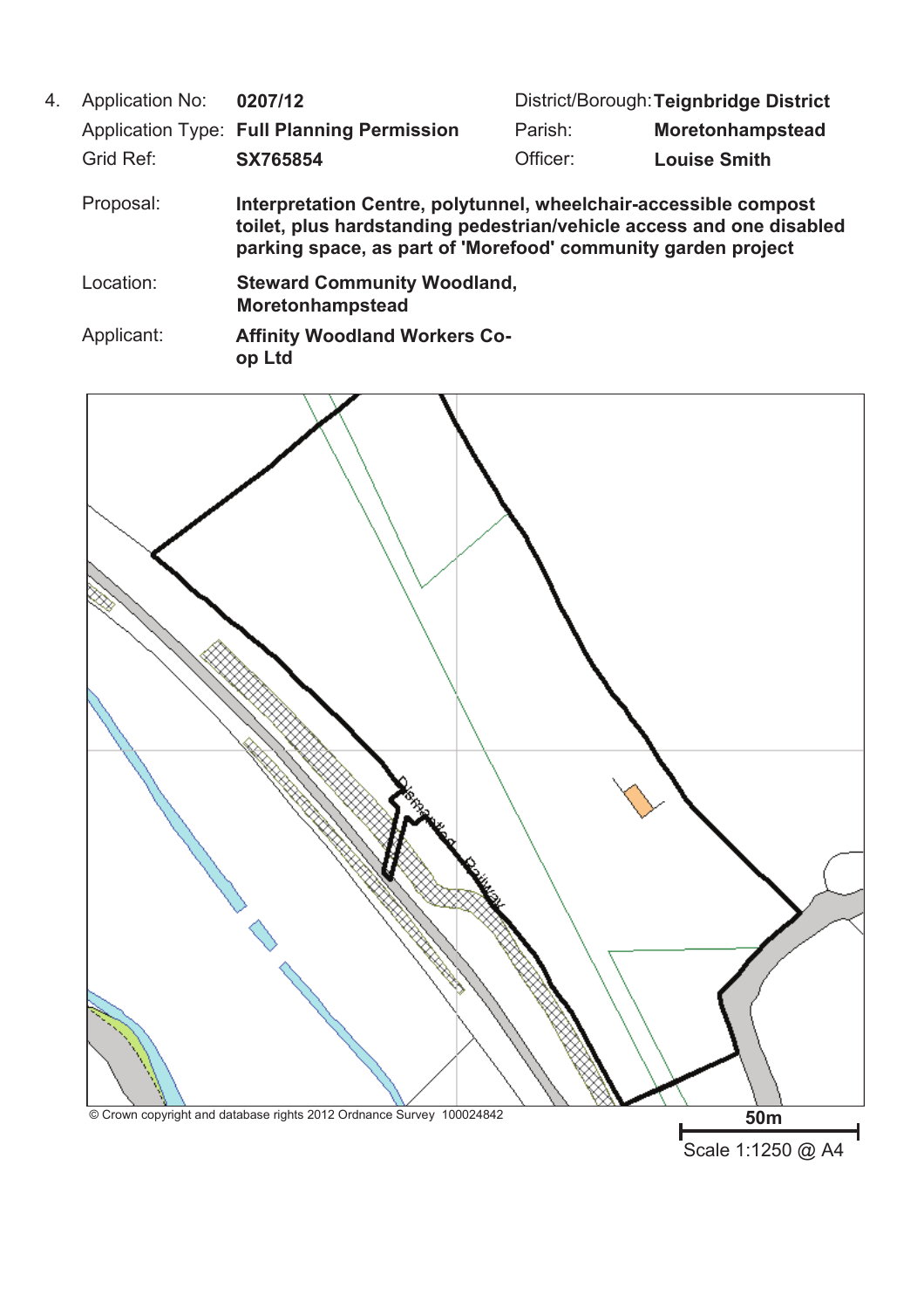4. Application No: **0207/12** District/Borough: **Teignbridge District**

Application Type: **Full Planning Permission** Parish: **Moretonhampstead**

Grid Ref: **SX765854** Officer: **Louise Smith**

Proposal: **Interpretation Centre, polytunnel, wheelchair-accessible compost toilet, plus hardstanding pedestrian/vehicle access and one disabled parking space, as part of 'Morefood' community garden project**

Location: **Steward Community Woodland, Moretonhampstead**

Applicant: **Affinity Woodland Workers Co-op Ltd**

Dismantled Railway

© Crown copyright and database rights 2012 Ordnance Survey 100024842

50m

Scale 1:1250 @ A4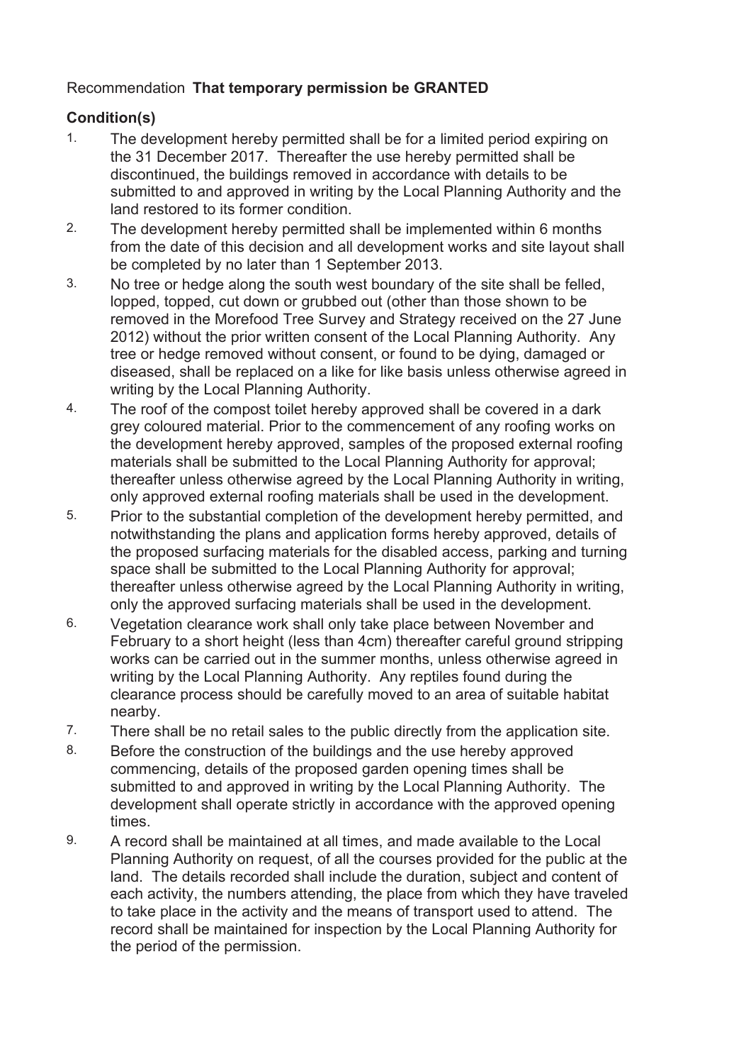Recommendation **That temporary permission be GRANTED**

**Condition(s)**

1. The development hereby permitted shall be for a limited period expiring on the 31 December 2017. Thereafter the use hereby permitted shall be discontinued, the buildings removed in accordance with details to be submitted to and approved in writing by the Local Planning Authority and the land restored to its former condition.
2. The development hereby permitted shall be implemented within 6 months from the date of this decision and all development works and site layout shall be completed by no later than 1 September 2013.
3. No tree or hedge along the south west boundary of the site shall be felled, lopped, topped, cut down or grubbed out (other than those shown to be removed in the Morefood Tree Survey and Strategy received on the 27 June 2012) without the prior written consent of the Local Planning Authority. Any tree or hedge removed without consent, or found to be dying, damaged or diseased, shall be replaced on a like for like basis unless otherwise agreed in writing by the Local Planning Authority.
4. The roof of the compost toilet hereby approved shall be covered in a dark grey coloured material. Prior to the commencement of any roofing works on the development hereby approved, samples of the proposed external roofing materials shall be submitted to the Local Planning Authority for approval; thereafter unless otherwise agreed by the Local Planning Authority in writing, only approved external roofing materials shall be used in the development.
5. Prior to the substantial completion of the development hereby permitted, and notwithstanding the plans and application forms hereby approved, details of the proposed surfacing materials for the disabled access, parking and turning space shall be submitted to the Local Planning Authority for approval; thereafter unless otherwise agreed by the Local Planning Authority in writing, only the approved surfacing materials shall be used in the development.
6. Vegetation clearance work shall only take place between November and February to a short height (less than 4cm) thereafter careful ground stripping works can be carried out in the summer months, unless otherwise agreed in writing by the Local Planning Authority. Any reptiles found during the clearance process should be carefully moved to an area of suitable habitat nearby.
7. There shall be no retail sales to the public directly from the application site.
8. Before the construction of the buildings and the use hereby approved commencing, details of the proposed garden opening times shall be submitted to and approved in writing by the Local Planning Authority. The development shall operate strictly in accordance with the approved opening times.
9. A record shall be maintained at all times, and made available to the Local Planning Authority on request, of all the courses provided for the public at the land. The details recorded shall include the duration, subject and content of each activity, the numbers attending, the place from which they have traveled to take place in the activity and the means of transport used to attend. The record shall be maintained for inspection by the Local Planning Authority for the period of the permission.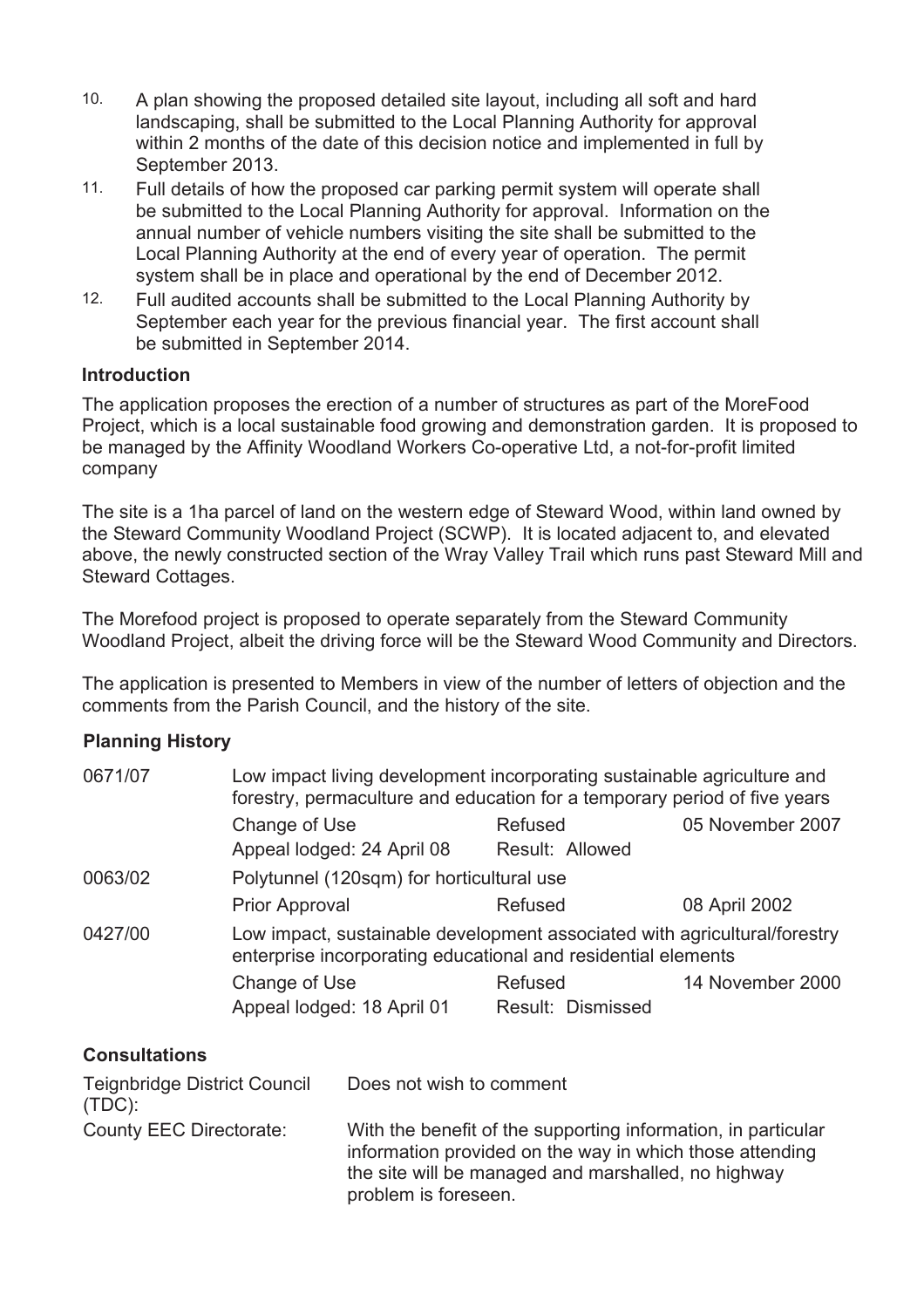10. A plan showing the proposed detailed site layout, including all soft and hard landscaping, shall be submitted to the Local Planning Authority for approval within 2 months of the date of this decision notice and implemented in full by September 2013.
11. Full details of how the proposed car parking permit system will operate shall be submitted to the Local Planning Authority for approval. Information on the annual number of vehicle numbers visiting the site shall be submitted to the Local Planning Authority at the end of every year of operation. The permit system shall be in place and operational by the end of December 2012.
12. Full audited accounts shall be submitted to the Local Planning Authority by September each year for the previous financial year. The first account shall be submitted in September 2014.

### Introduction

The application proposes the erection of a number of structures as part of the MoreFood Project, which is a local sustainable food growing and demonstration garden. It is proposed to be managed by the Affinity Woodland Workers Co-operative Ltd, a not-for-profit limited company

The site is a 1ha parcel of land on the western edge of Steward Wood, within land owned by the Steward Community Woodland Project (SCWP). It is located adjacent to, and elevated above, the newly constructed section of the Wray Valley Trail which runs past Steward Mill and Steward Cottages.

The Morefood project is proposed to operate separately from the Steward Community Woodland Project, albeit the driving force will be the Steward Wood Community and Directors.

The application is presented to Members in view of the number of letters of objection and the comments from the Parish Council, and the history of the site.

### Planning History

| | | | |
|---|---|---|---|
| 0671/07 | Low impact living development incorporating sustainable agriculture and forestry, permaculture and education for a temporary period of five years | | |
| | Change of Use | Refused | 05 November 2007 |
| | Appeal lodged: 24 April 08 | Result: Allowed | |
| 0063/02 | Polytunnel (120sqm) for horticultural use | | |
| | Prior Approval | Refused | 08 April 2002 |
| 0427/00 | Low impact, sustainable development associated with agricultural/forestry enterprise incorporating educational and residential elements | | |
| | Change of Use | Refused | 14 November 2000 |
| | Appeal lodged: 18 April 01 | Result: Dismissed | |

### Consultations

| | |
|---|---|
| Teignbridge District Council (TDC): | Does not wish to comment |
| County EEC Directorate: | With the benefit of the supporting information, in particular information provided on the way in which those attending the site will be managed and marshalled, no highway problem is foreseen. |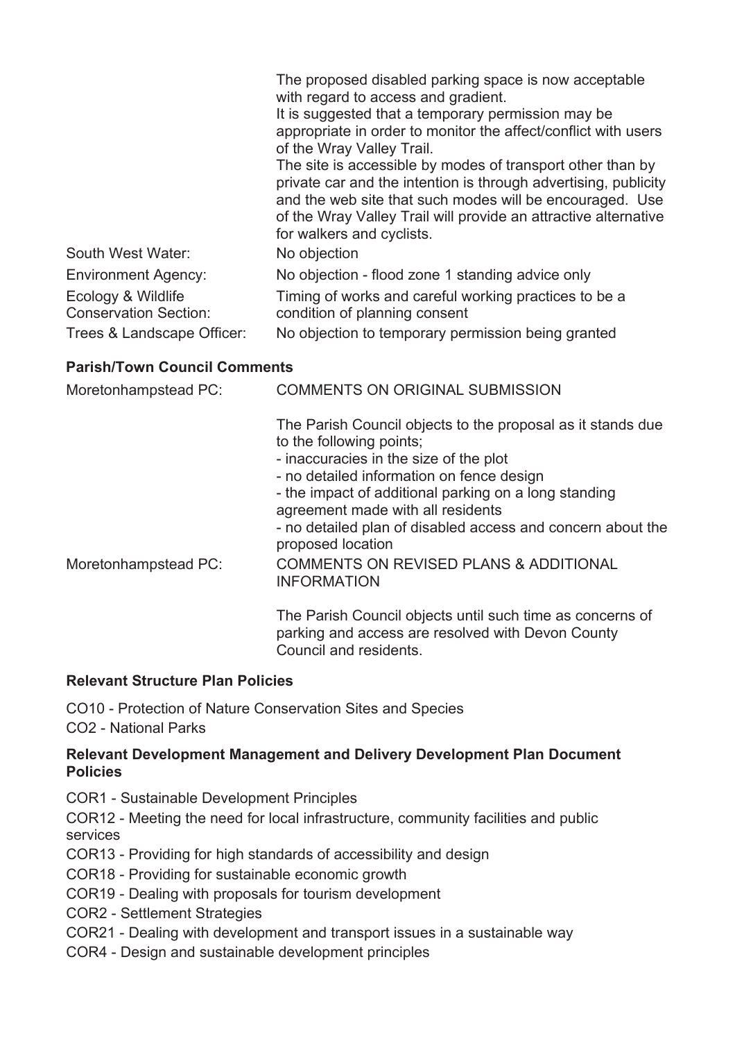| | |
|---|---|
| | The proposed disabled parking space is now acceptable with regard to access and gradient.<br>It is suggested that a temporary permission may be appropriate in order to monitor the affect/conflict with users of the Wray Valley Trail.<br>The site is accessible by modes of transport other than by private car and the intention is through advertising, publicity and the web site that such modes will be encouraged. Use of the Wray Valley Trail will provide an attractive alternative for walkers and cyclists. |
| South West Water: | No objection |
| Environment Agency: | No objection - flood zone 1 standing advice only |
| Ecology & Wildlife Conservation Section: | Timing of works and careful working practices to be a condition of planning consent |
| Trees & Landscape Officer: | No objection to temporary permission being granted |

**Parish/Town Council Comments**

| | |
|---|---|
| Moretonhampstead PC: | COMMENTS ON ORIGINAL SUBMISSION<br><br>The Parish Council objects to the proposal as it stands due to the following points;<br>- inaccuracies in the size of the plot<br>- no detailed information on fence design<br>- the impact of additional parking on a long standing agreement made with all residents<br>- no detailed plan of disabled access and concern about the proposed location |
| Moretonhampstead PC: | COMMENTS ON REVISED PLANS & ADDITIONAL INFORMATION<br><br>The Parish Council objects until such time as concerns of parking and access are resolved with Devon County Council and residents. |

**Relevant Structure Plan Policies**

CO10 - Protection of Nature Conservation Sites and Species
CO2 - National Parks

**Relevant Development Management and Delivery Development Plan Document Policies**

COR1 - Sustainable Development Principles

COR12 - Meeting the need for local infrastructure, community facilities and public services

COR13 - Providing for high standards of accessibility and design

COR18 - Providing for sustainable economic growth

COR19 - Dealing with proposals for tourism development

COR2 - Settlement Strategies

COR21 - Dealing with development and transport issues in a sustainable way

COR4 - Design and sustainable development principles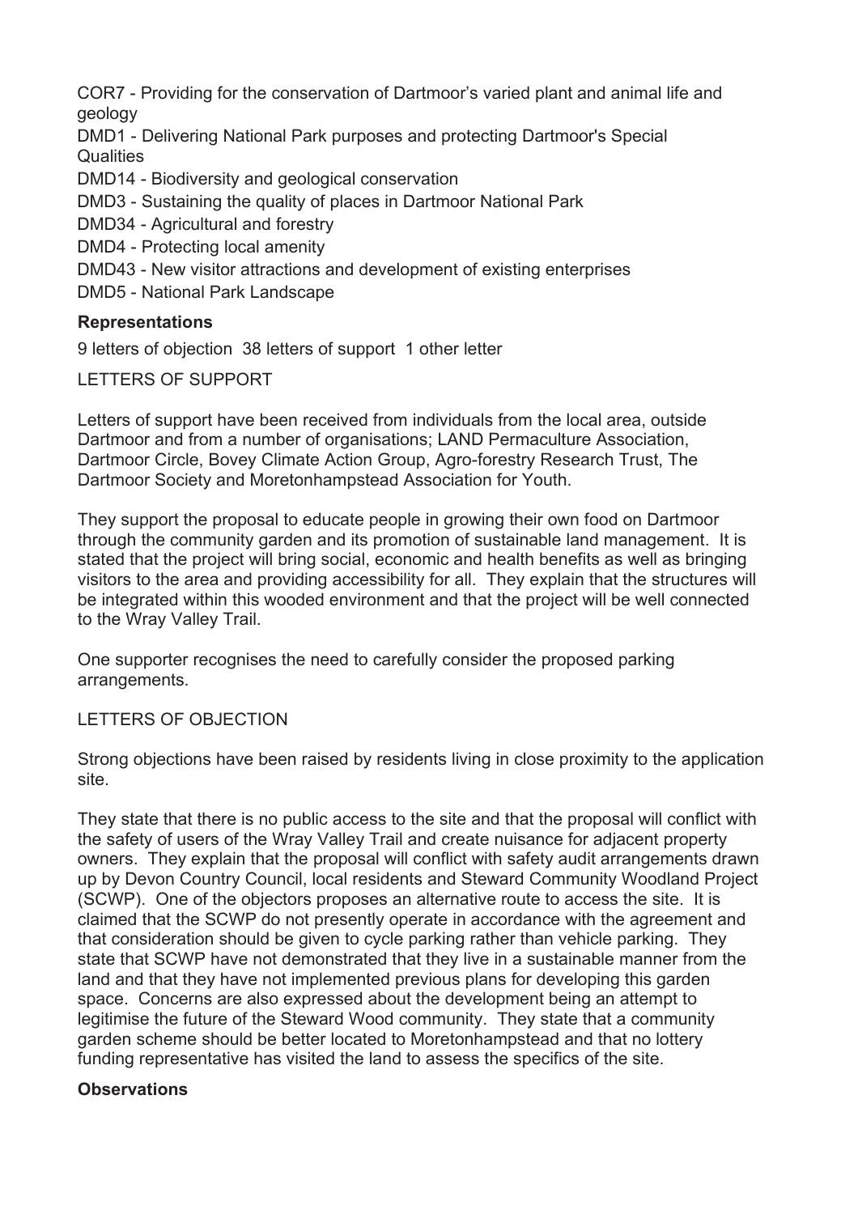COR7 - Providing for the conservation of Dartmoor's varied plant and animal life and geology
DMD1 - Delivering National Park purposes and protecting Dartmoor's Special Qualities
DMD14 - Biodiversity and geological conservation
DMD3 - Sustaining the quality of places in Dartmoor National Park
DMD34 - Agricultural and forestry
DMD4 - Protecting local amenity
DMD43 - New visitor attractions and development of existing enterprises
DMD5 - National Park Landscape

**Representations**

9 letters of objection 38 letters of support 1 other letter

LETTERS OF SUPPORT

Letters of support have been received from individuals from the local area, outside Dartmoor and from a number of organisations; LAND Permaculture Association, Dartmoor Circle, Bovey Climate Action Group, Agro-forestry Research Trust, The Dartmoor Society and Moretonhampstead Association for Youth.

They support the proposal to educate people in growing their own food on Dartmoor through the community garden and its promotion of sustainable land management. It is stated that the project will bring social, economic and health benefits as well as bringing visitors to the area and providing accessibility for all. They explain that the structures will be integrated within this wooded environment and that the project will be well connected to the Wray Valley Trail.

One supporter recognises the need to carefully consider the proposed parking arrangements.

LETTERS OF OBJECTION

Strong objections have been raised by residents living in close proximity to the application site.

They state that there is no public access to the site and that the proposal will conflict with the safety of users of the Wray Valley Trail and create nuisance for adjacent property owners. They explain that the proposal will conflict with safety audit arrangements drawn up by Devon Country Council, local residents and Steward Community Woodland Project (SCWP). One of the objectors proposes an alternative route to access the site. It is claimed that the SCWP do not presently operate in accordance with the agreement and that consideration should be given to cycle parking rather than vehicle parking. They state that SCWP have not demonstrated that they live in a sustainable manner from the land and that they have not implemented previous plans for developing this garden space. Concerns are also expressed about the development being an attempt to legitimise the future of the Steward Wood community. They state that a community garden scheme should be better located to Moretonhampstead and that no lottery funding representative has visited the land to assess the specifics of the site.

**Observations**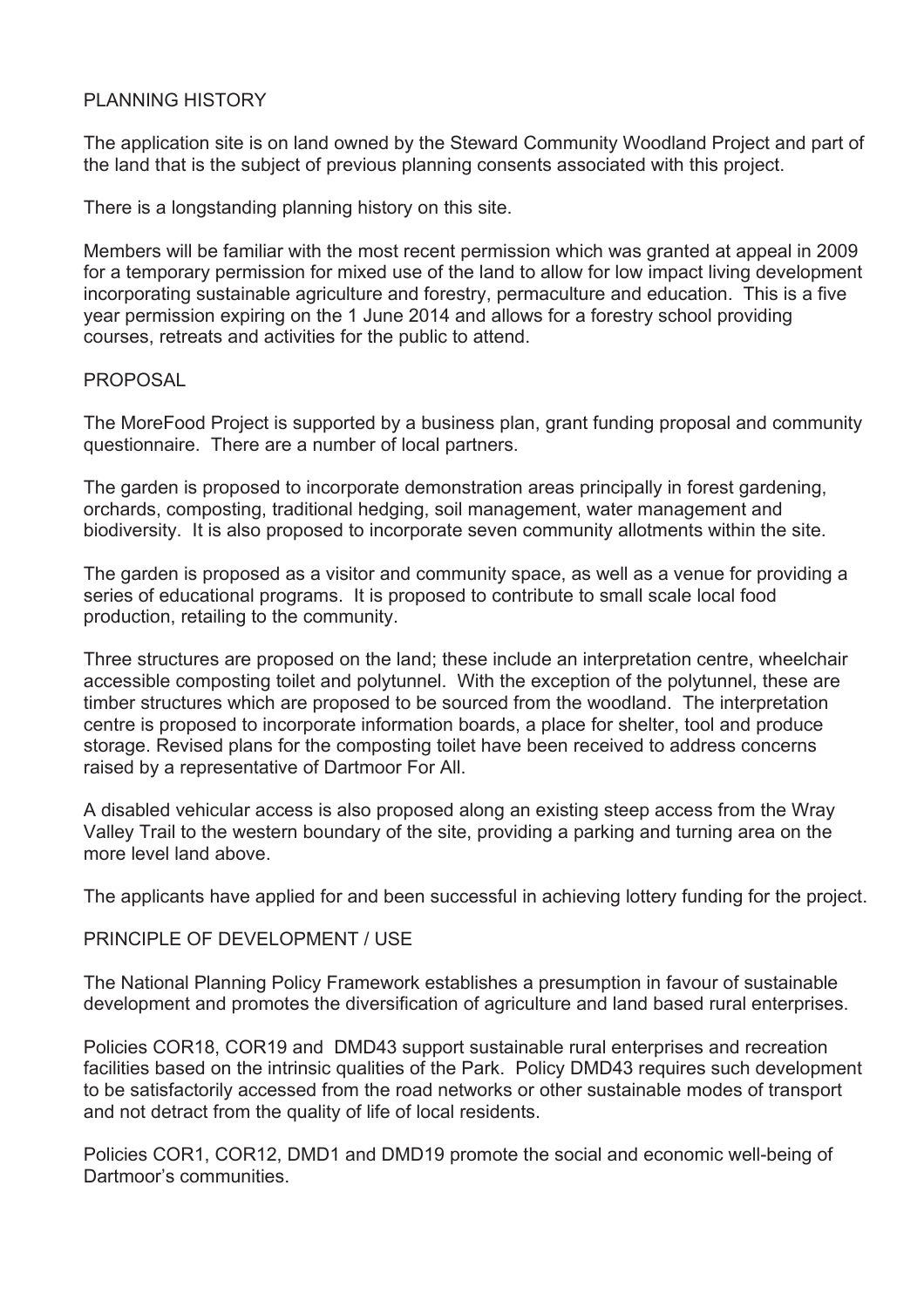## PLANNING HISTORY

The application site is on land owned by the Steward Community Woodland Project and part of the land that is the subject of previous planning consents associated with this project.

There is a longstanding planning history on this site.

Members will be familiar with the most recent permission which was granted at appeal in 2009 for a temporary permission for mixed use of the land to allow for low impact living development incorporating sustainable agriculture and forestry, permaculture and education. This is a five year permission expiring on the 1 June 2014 and allows for a forestry school providing courses, retreats and activities for the public to attend.

## PROPOSAL

The MoreFood Project is supported by a business plan, grant funding proposal and community questionnaire. There are a number of local partners.

The garden is proposed to incorporate demonstration areas principally in forest gardening, orchards, composting, traditional hedging, soil management, water management and biodiversity. It is also proposed to incorporate seven community allotments within the site.

The garden is proposed as a visitor and community space, as well as a venue for providing a series of educational programs. It is proposed to contribute to small scale local food production, retailing to the community.

Three structures are proposed on the land; these include an interpretation centre, wheelchair accessible composting toilet and polytunnel. With the exception of the polytunnel, these are timber structures which are proposed to be sourced from the woodland. The interpretation centre is proposed to incorporate information boards, a place for shelter, tool and produce storage. Revised plans for the composting toilet have been received to address concerns raised by a representative of Dartmoor For All.

A disabled vehicular access is also proposed along an existing steep access from the Wray Valley Trail to the western boundary of the site, providing a parking and turning area on the more level land above.

The applicants have applied for and been successful in achieving lottery funding for the project.

## PRINCIPLE OF DEVELOPMENT / USE

The National Planning Policy Framework establishes a presumption in favour of sustainable development and promotes the diversification of agriculture and land based rural enterprises.

Policies COR18, COR19 and DMD43 support sustainable rural enterprises and recreation facilities based on the intrinsic qualities of the Park. Policy DMD43 requires such development to be satisfactorily accessed from the road networks or other sustainable modes of transport and not detract from the quality of life of local residents.

Policies COR1, COR12, DMD1 and DMD19 promote the social and economic well-being of Dartmoor's communities.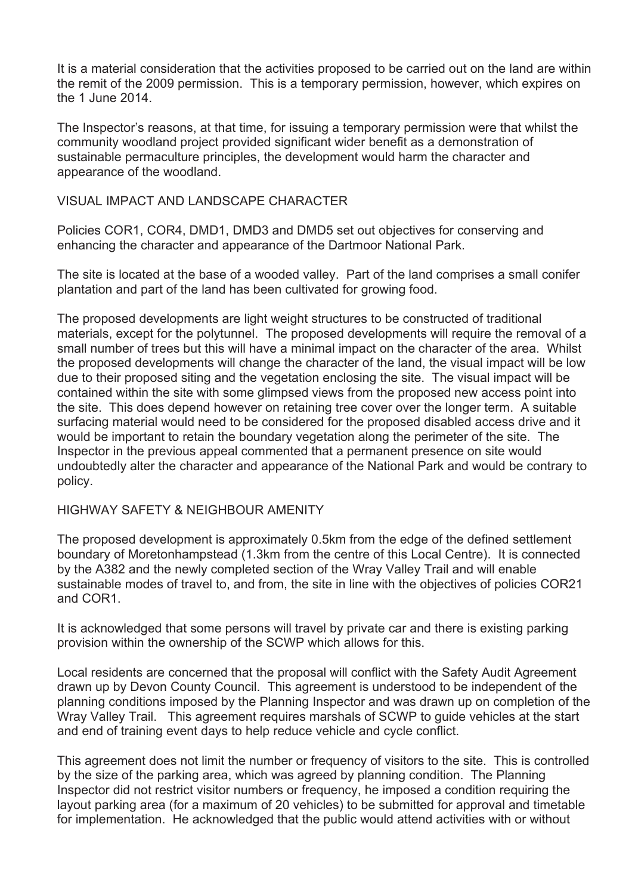It is a material consideration that the activities proposed to be carried out on the land are within the remit of the 2009 permission. This is a temporary permission, however, which expires on the 1 June 2014.

The Inspector's reasons, at that time, for issuing a temporary permission were that whilst the community woodland project provided significant wider benefit as a demonstration of sustainable permaculture principles, the development would harm the character and appearance of the woodland.

## VISUAL IMPACT AND LANDSCAPE CHARACTER

Policies COR1, COR4, DMD1, DMD3 and DMD5 set out objectives for conserving and enhancing the character and appearance of the Dartmoor National Park.

The site is located at the base of a wooded valley. Part of the land comprises a small conifer plantation and part of the land has been cultivated for growing food.

The proposed developments are light weight structures to be constructed of traditional materials, except for the polytunnel. The proposed developments will require the removal of a small number of trees but this will have a minimal impact on the character of the area. Whilst the proposed developments will change the character of the land, the visual impact will be low due to their proposed siting and the vegetation enclosing the site. The visual impact will be contained within the site with some glimpsed views from the proposed new access point into the site. This does depend however on retaining tree cover over the longer term. A suitable surfacing material would need to be considered for the proposed disabled access drive and it would be important to retain the boundary vegetation along the perimeter of the site. The Inspector in the previous appeal commented that a permanent presence on site would undoubtedly alter the character and appearance of the National Park and would be contrary to policy.

## HIGHWAY SAFETY & NEIGHBOUR AMENITY

The proposed development is approximately 0.5km from the edge of the defined settlement boundary of Moretonhampstead (1.3km from the centre of this Local Centre). It is connected by the A382 and the newly completed section of the Wray Valley Trail and will enable sustainable modes of travel to, and from, the site in line with the objectives of policies COR21 and COR1.

It is acknowledged that some persons will travel by private car and there is existing parking provision within the ownership of the SCWP which allows for this.

Local residents are concerned that the proposal will conflict with the Safety Audit Agreement drawn up by Devon County Council. This agreement is understood to be independent of the planning conditions imposed by the Planning Inspector and was drawn up on completion of the Wray Valley Trail. This agreement requires marshals of SCWP to guide vehicles at the start and end of training event days to help reduce vehicle and cycle conflict.

This agreement does not limit the number or frequency of visitors to the site. This is controlled by the size of the parking area, which was agreed by planning condition. The Planning Inspector did not restrict visitor numbers or frequency, he imposed a condition requiring the layout parking area (for a maximum of 20 vehicles) to be submitted for approval and timetable for implementation. He acknowledged that the public would attend activities with or without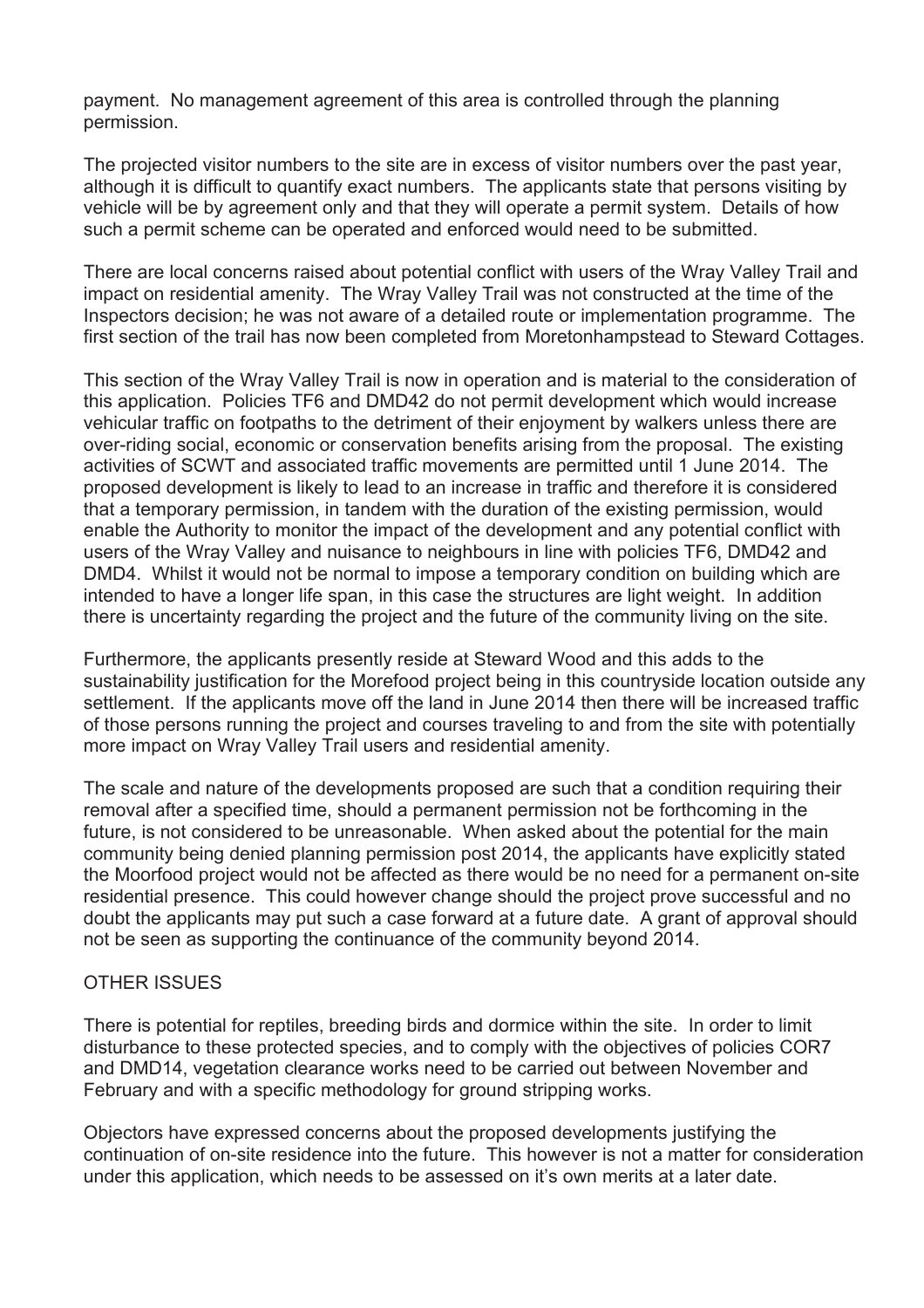payment. No management agreement of this area is controlled through the planning permission.

The projected visitor numbers to the site are in excess of visitor numbers over the past year, although it is difficult to quantify exact numbers. The applicants state that persons visiting by vehicle will be by agreement only and that they will operate a permit system. Details of how such a permit scheme can be operated and enforced would need to be submitted.

There are local concerns raised about potential conflict with users of the Wray Valley Trail and impact on residential amenity. The Wray Valley Trail was not constructed at the time of the Inspectors decision; he was not aware of a detailed route or implementation programme. The first section of the trail has now been completed from Moretonhampstead to Steward Cottages.

This section of the Wray Valley Trail is now in operation and is material to the consideration of this application. Policies TF6 and DMD42 do not permit development which would increase vehicular traffic on footpaths to the detriment of their enjoyment by walkers unless there are over-riding social, economic or conservation benefits arising from the proposal. The existing activities of SCWT and associated traffic movements are permitted until 1 June 2014. The proposed development is likely to lead to an increase in traffic and therefore it is considered that a temporary permission, in tandem with the duration of the existing permission, would enable the Authority to monitor the impact of the development and any potential conflict with users of the Wray Valley and nuisance to neighbours in line with policies TF6, DMD42 and DMD4. Whilst it would not be normal to impose a temporary condition on building which are intended to have a longer life span, in this case the structures are light weight. In addition there is uncertainty regarding the project and the future of the community living on the site.

Furthermore, the applicants presently reside at Steward Wood and this adds to the sustainability justification for the Morefood project being in this countryside location outside any settlement. If the applicants move off the land in June 2014 then there will be increased traffic of those persons running the project and courses traveling to and from the site with potentially more impact on Wray Valley Trail users and residential amenity.

The scale and nature of the developments proposed are such that a condition requiring their removal after a specified time, should a permanent permission not be forthcoming in the future, is not considered to be unreasonable. When asked about the potential for the main community being denied planning permission post 2014, the applicants have explicitly stated the Moorfood project would not be affected as there would be no need for a permanent on-site residential presence. This could however change should the project prove successful and no doubt the applicants may put such a case forward at a future date. A grant of approval should not be seen as supporting the continuance of the community beyond 2014.

OTHER ISSUES

There is potential for reptiles, breeding birds and dormice within the site. In order to limit disturbance to these protected species, and to comply with the objectives of policies COR7 and DMD14, vegetation clearance works need to be carried out between November and February and with a specific methodology for ground stripping works.

Objectors have expressed concerns about the proposed developments justifying the continuation of on-site residence into the future. This however is not a matter for consideration under this application, which needs to be assessed on it's own merits at a later date.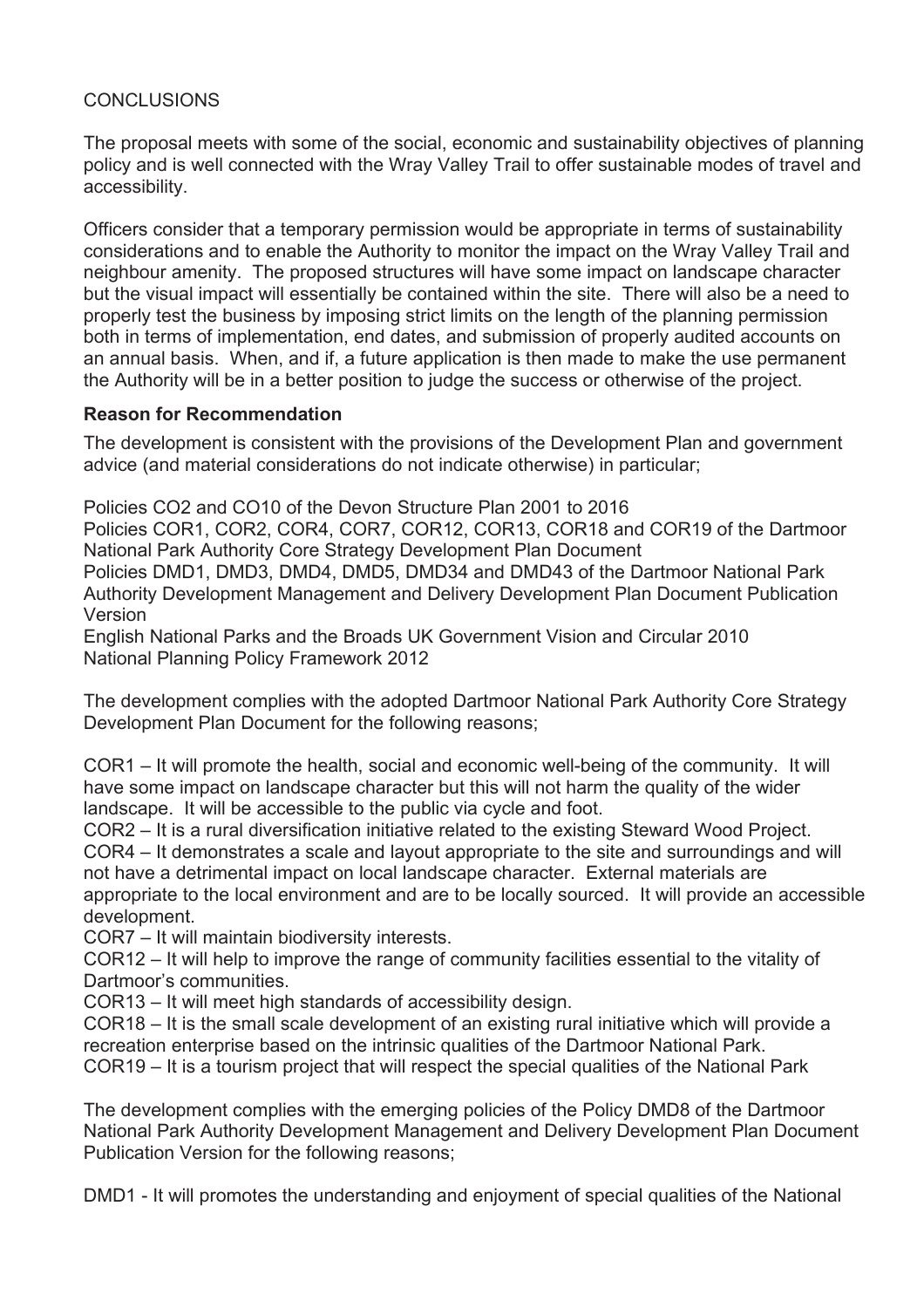## CONCLUSIONS

The proposal meets with some of the social, economic and sustainability objectives of planning policy and is well connected with the Wray Valley Trail to offer sustainable modes of travel and accessibility.

Officers consider that a temporary permission would be appropriate in terms of sustainability considerations and to enable the Authority to monitor the impact on the Wray Valley Trail and neighbour amenity. The proposed structures will have some impact on landscape character but the visual impact will essentially be contained within the site. There will also be a need to properly test the business by imposing strict limits on the length of the planning permission both in terms of implementation, end dates, and submission of properly audited accounts on an annual basis. When, and if, a future application is then made to make the use permanent the Authority will be in a better position to judge the success or otherwise of the project.

**Reason for Recommendation**

The development is consistent with the provisions of the Development Plan and government advice (and material considerations do not indicate otherwise) in particular;

Policies CO2 and CO10 of the Devon Structure Plan 2001 to 2016
Policies COR1, COR2, COR4, COR7, COR12, COR13, COR18 and COR19 of the Dartmoor National Park Authority Core Strategy Development Plan Document
Policies DMD1, DMD3, DMD4, DMD5, DMD34 and DMD43 of the Dartmoor National Park Authority Development Management and Delivery Development Plan Document Publication Version
English National Parks and the Broads UK Government Vision and Circular 2010
National Planning Policy Framework 2012

The development complies with the adopted Dartmoor National Park Authority Core Strategy Development Plan Document for the following reasons;

COR1 – It will promote the health, social and economic well-being of the community. It will have some impact on landscape character but this will not harm the quality of the wider landscape. It will be accessible to the public via cycle and foot.
COR2 – It is a rural diversification initiative related to the existing Steward Wood Project.
COR4 – It demonstrates a scale and layout appropriate to the site and surroundings and will not have a detrimental impact on local landscape character. External materials are appropriate to the local environment and are to be locally sourced. It will provide an accessible development.
COR7 – It will maintain biodiversity interests.
COR12 – It will help to improve the range of community facilities essential to the vitality of Dartmoor's communities.
COR13 – It will meet high standards of accessibility design.
COR18 – It is the small scale development of an existing rural initiative which will provide a recreation enterprise based on the intrinsic qualities of the Dartmoor National Park.
COR19 – It is a tourism project that will respect the special qualities of the National Park

The development complies with the emerging policies of the Policy DMD8 of the Dartmoor National Park Authority Development Management and Delivery Development Plan Document Publication Version for the following reasons;

DMD1 - It will promotes the understanding and enjoyment of special qualities of the National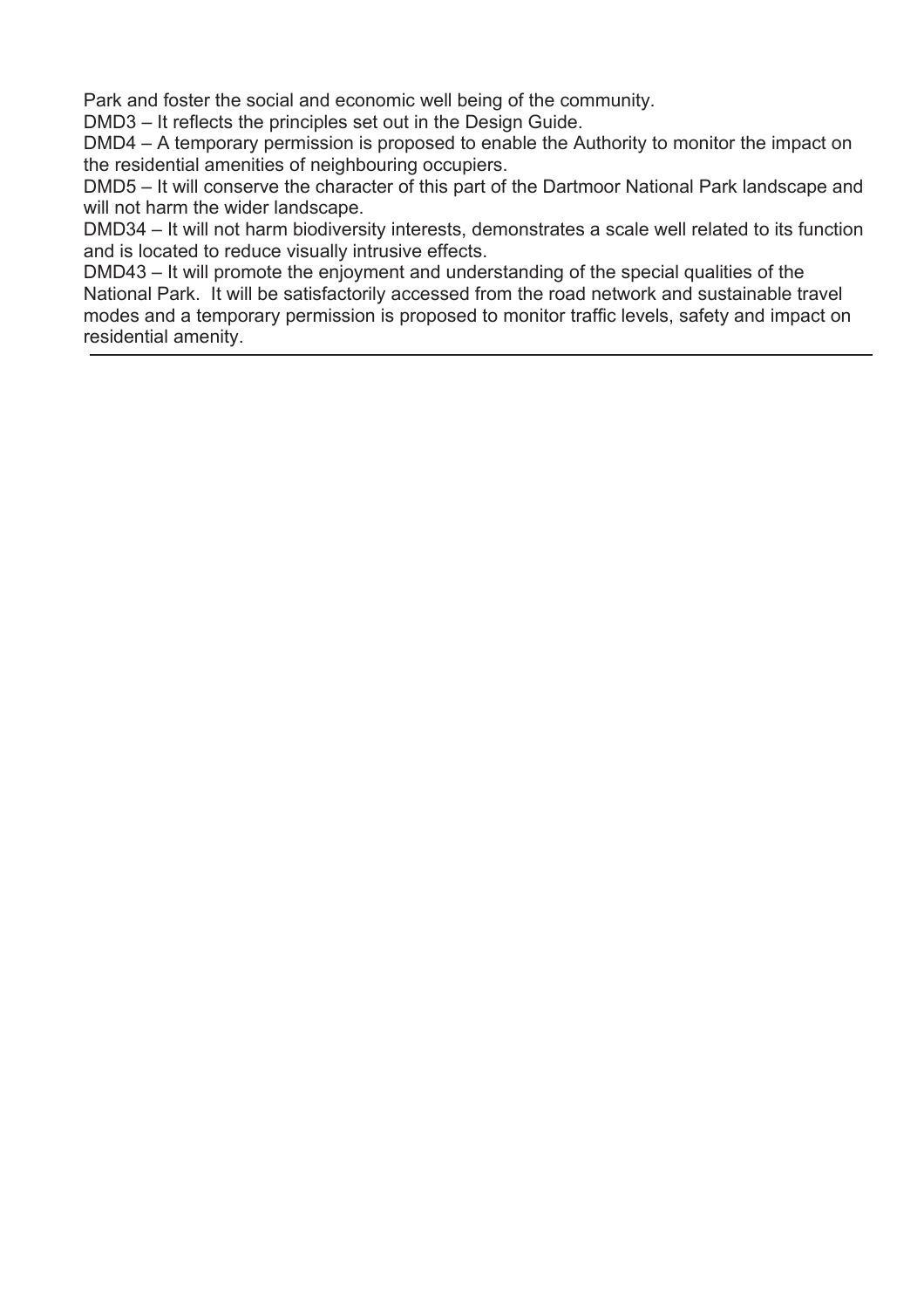Park and foster the social and economic well being of the community.

DMD3 – It reflects the principles set out in the Design Guide.

DMD4 – A temporary permission is proposed to enable the Authority to monitor the impact on the residential amenities of neighbouring occupiers.

DMD5 – It will conserve the character of this part of the Dartmoor National Park landscape and will not harm the wider landscape.

DMD34 – It will not harm biodiversity interests, demonstrates a scale well related to its function and is located to reduce visually intrusive effects.

DMD43 – It will promote the enjoyment and understanding of the special qualities of the National Park. It will be satisfactorily accessed from the road network and sustainable travel modes and a temporary permission is proposed to monitor traffic levels, safety and impact on residential amenity.

---